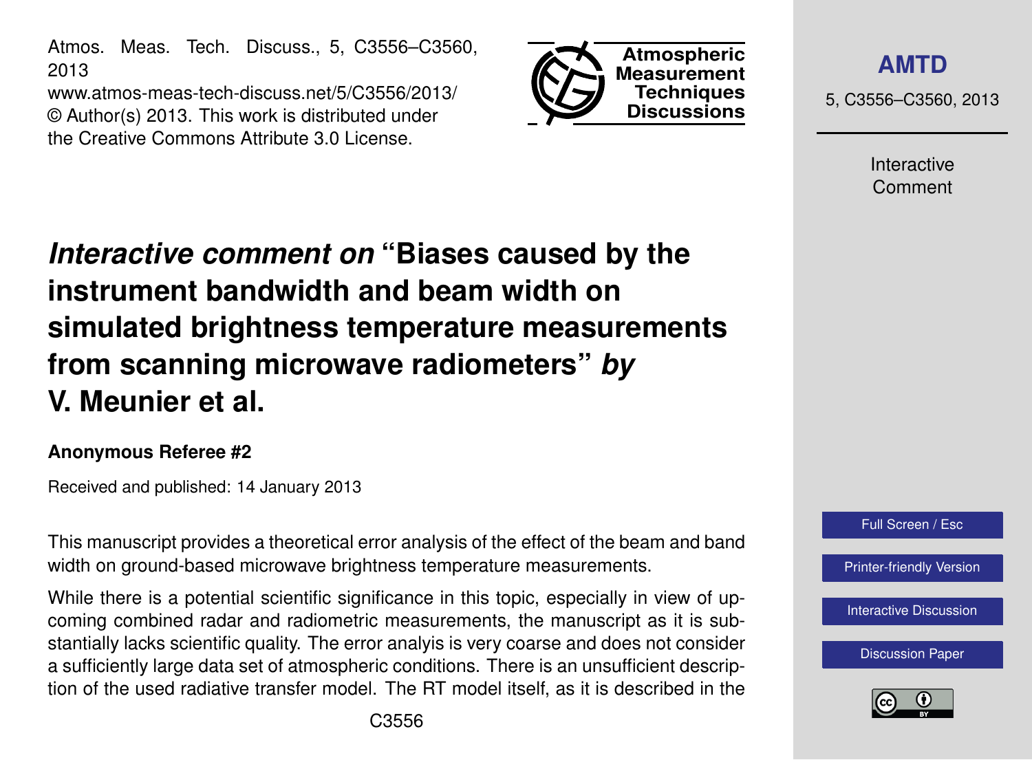# *Interactive comment on* "Biases caused by the instrument bandwidth and beam width on simulated brightness temperature measurements from scanning microwave radiometers" *by* V. Meunier et al.

**Anonymous Referee #2**

Received and published: 14 January 2013

This manuscript provides a theoretical error analysis of the effect of the beam and band width on ground-based microwave brightness temperature measurements.

While there is a potential scientific significance in this topic, especially in view of upcoming combined radar and radiometric measurements, the manuscript as it is substantially lacks scientific quality. The error analyis is very coarse and does not consider a sufficiently large data set of atmospheric conditions. There is an unsufficient description of the used radiative transfer model. The RT model itself, as it is described in the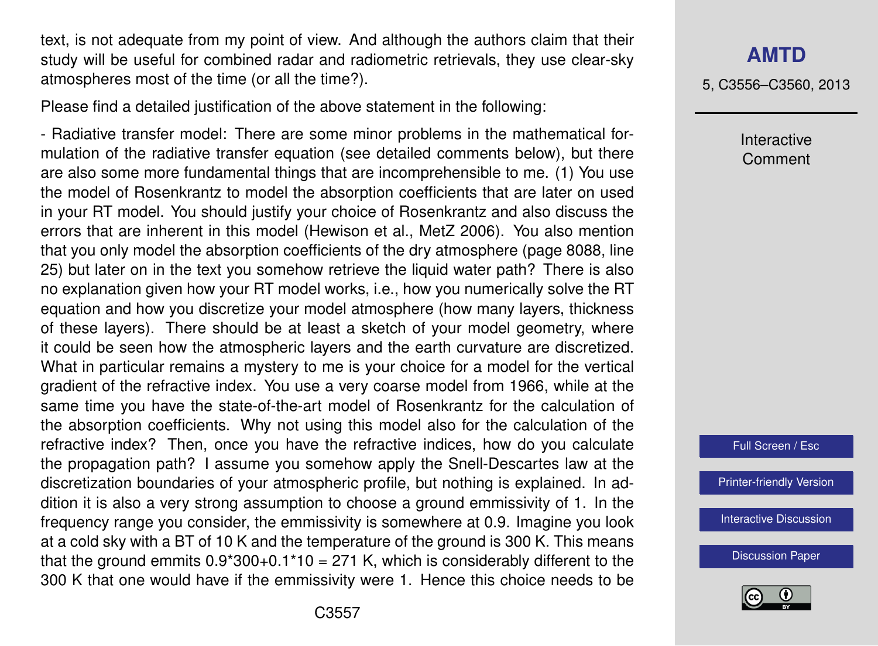text, is not adequate from my point of view. And although the authors claim that their study will be useful for combined radar and radiometric retrievals, they use clear-sky atmospheres most of the time (or all the time?).

Please find a detailed justification of the above statement in the following:

- Radiative transfer model: There are some minor problems in the mathematical formulation of the radiative transfer equation (see detailed comments below), but there are also some more fundamental things that are incomprehensible to me. (1) You use the model of Rosenkrantz to model the absorption coefficients that are later on used in your RT model. You should justify your choice of Rosenkrantz and also discuss the errors that are inherent in this model (Hewison et al., MetZ 2006). You also mention that you only model the absorption coefficients of the dry atmosphere (page 8088, line 25) but later on in the text you somehow retrieve the liquid water path? There is also no explanation given how your RT model works, i.e., how you numerically solve the RT equation and how you discretize your model atmosphere (how many layers, thickness of these layers). There should be at least a sketch of your model geometry, where it could be seen how the atmospheric layers and the earth curvature are discretized. What in particular remains a mystery to me is your choice for a model for the vertical gradient of the refractive index. You use a very coarse model from 1966, while at the same time you have the state-of-the-art model of Rosenkrantz for the calculation of the absorption coefficients. Why not using this model also for the calculation of the refractive index? Then, once you have the refractive indices, how do you calculate the propagation path? I assume you somehow apply the Snell-Descartes law at the discretization boundaries of your atmospheric profile, but nothing is explained. In addition it is also a very strong assumption to choose a ground emmissivity of 1. In the frequency range you consider, the emmissivity is somewhere at 0.9. Imagine you look at a cold sky with a BT of 10 K and the temperature of the ground is 300 K. This means that the ground emmits 0.9*300+0.1*10 = 271 K, which is considerably different to the 300 K that one would have if the emmissivity were 1. Hence this choice needs to be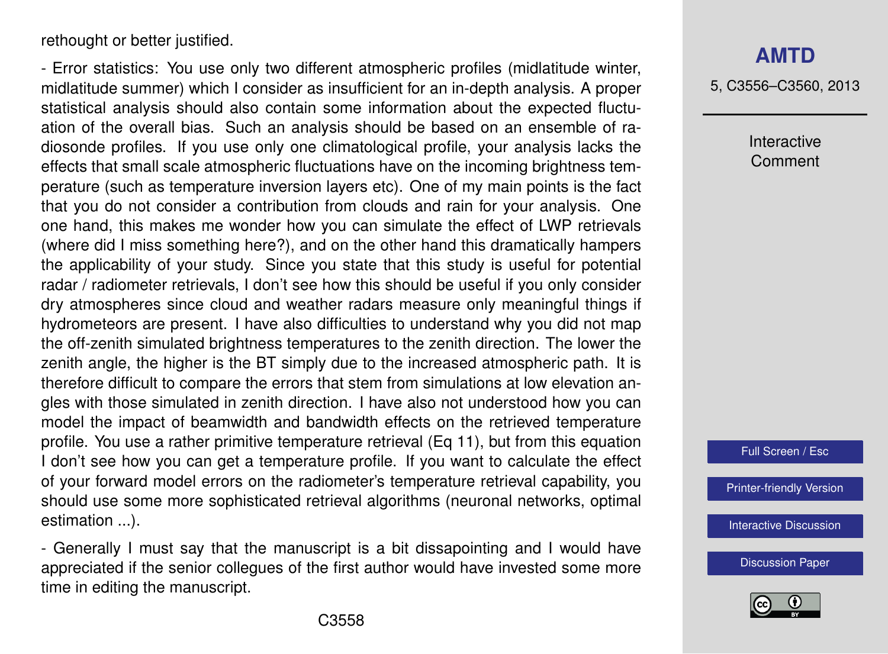rethought or better justified.

- Error statistics: You use only two different atmospheric profiles (midlatitude winter, midlatitude summer) which I consider as insufficient for an in-depth analysis. A proper statistical analysis should also contain some information about the expected fluctuation of the overall bias. Such an analysis should be based on an ensemble of radiosonde profiles. If you use only one climatological profile, your analysis lacks the effects that small scale atmospheric fluctuations have on the incoming brightness temperature (such as temperature inversion layers etc). One of my main points is the fact that you do not consider a contribution from clouds and rain for your analysis. One one hand, this makes me wonder how you can simulate the effect of LWP retrievals (where did I miss something here?), and on the other hand this dramatically hampers the applicability of your study. Since you state that this study is useful for potential radar / radiometer retrievals, I don't see how this should be useful if you only consider dry atmospheres since cloud and weather radars measure only meaningful things if hydrometeors are present. I have also difficulties to understand why you did not map the off-zenith simulated brightness temperatures to the zenith direction. The lower the zenith angle, the higher is the BT simply due to the increased atmospheric path. It is therefore difficult to compare the errors that stem from simulations at low elevation angles with those simulated in zenith direction. I have also not understood how you can model the impact of beamwidth and bandwidth effects on the retrieved temperature profile. You use a rather primitive temperature retrieval (Eq 11), but from this equation I don't see how you can get a temperature profile. If you want to calculate the effect of your forward model errors on the radiometer's temperature retrieval capability, you should use some more sophisticated retrieval algorithms (neuronal networks, optimal estimation ...).

- Generally I must say that the manuscript is a bit dissapointing and I would have appreciated if the senior collegues of the first author would have invested some more time in editing the manuscript.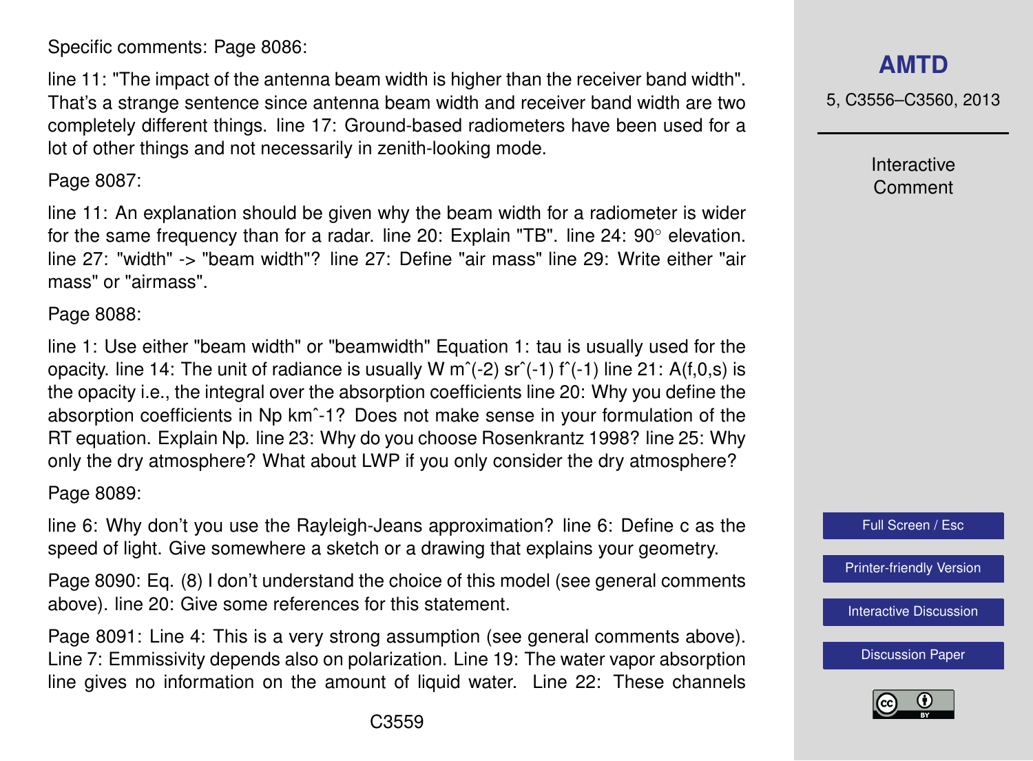Specific comments: Page 8086:

line 11: "The impact of the antenna beam width is higher than the receiver band width". That's a strange sentence since antenna beam width and receiver band width are two completely different things. line 17: Ground-based radiometers have been used for a lot of other things and not necessarily in zenith-looking mode.

Page 8087:

line 11: An explanation should be given why the beam width for a radiometer is wider for the same frequency than for a radar. line 20: Explain "TB". line 24: 90° elevation. line 27: "width" -> "beam width"? line 27: Define "air mass" line 29: Write either "air mass" or "airmass".

Page 8088:

line 1: Use either "beam width" or "beamwidth" Equation 1: tau is usually used for the opacity. line 14: The unit of radiance is usually W mˆ(-2) srˆ(-1) fˆ(-1) line 21: A(f,0,s) is the opacity i.e., the integral over the absorption coefficients line 20: Why you define the absorption coefficients in Np kmˆ-1? Does not make sense in your formulation of the RT equation. Explain Np. line 23: Why do you choose Rosenkrantz 1998? line 25: Why only the dry atmosphere? What about LWP if you only consider the dry atmosphere?

Page 8089:

line 6: Why don't you use the Rayleigh-Jeans approximation? line 6: Define c as the speed of light. Give somewhere a sketch or a drawing that explains your geometry.

Page 8090: Eq. (8) I don't understand the choice of this model (see general comments above). line 20: Give some references for this statement.

Page 8091: Line 4: This is a very strong assumption (see general comments above). Line 7: Emmissivity depends also on polarization. Line 19: The water vapor absorption line gives no information on the amount of liquid water. Line 22: These channels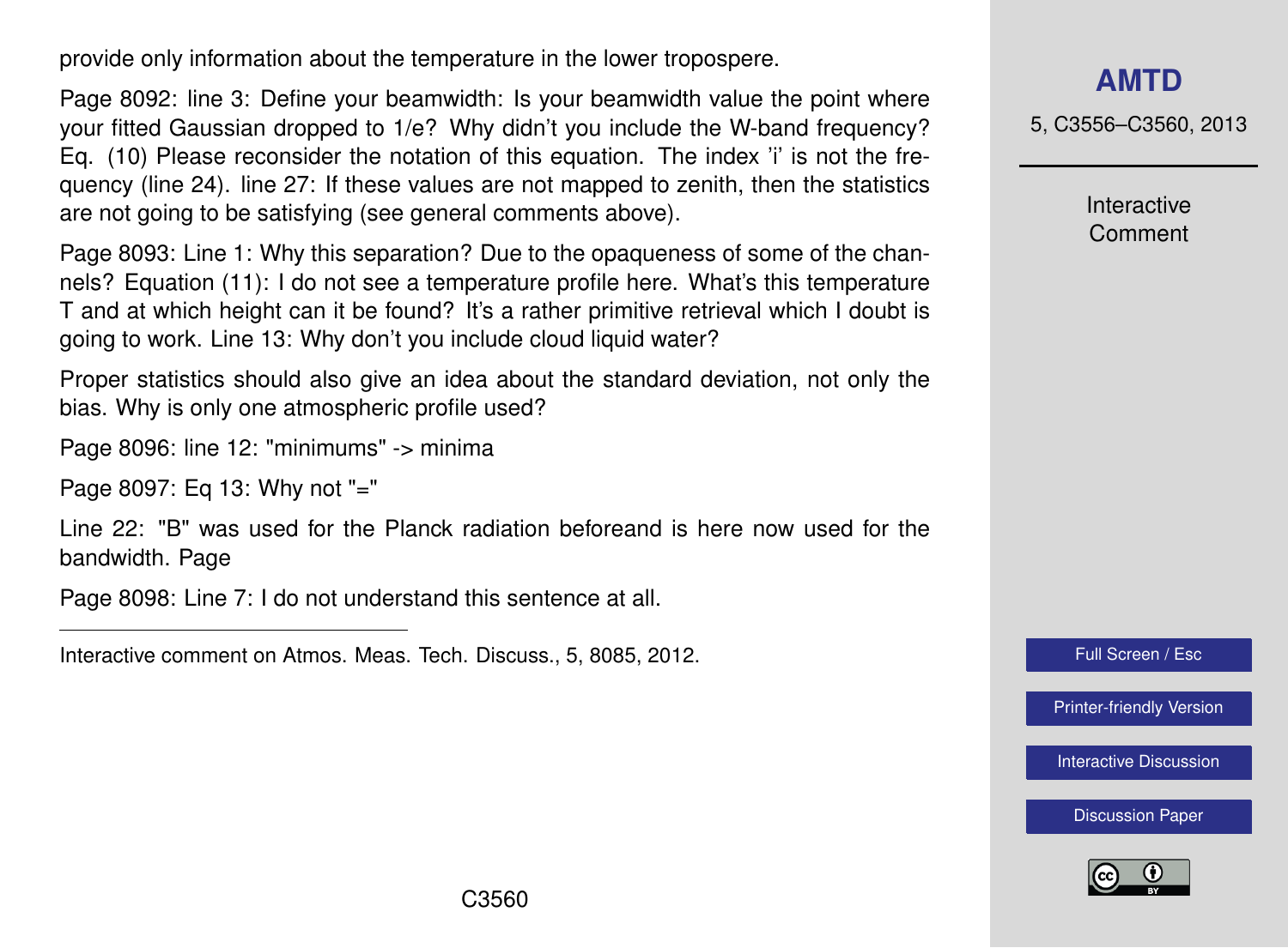provide only information about the temperature in the lower tropospere.

Page 8092: line 3: Define your beamwidth: Is your beamwidth value the point where your fitted Gaussian dropped to 1/e? Why didn't you include the W-band frequency? Eq. (10) Please reconsider the notation of this equation. The index 'i' is not the frequency (line 24). line 27: If these values are not mapped to zenith, then the statistics are not going to be satisfying (see general comments above).

Page 8093: Line 1: Why this separation? Due to the opaqueness of some of the channels? Equation (11): I do not see a temperature profile here. What's this temperature T and at which height can it be found? It's a rather primitive retrieval which I doubt is going to work. Line 13: Why don't you include cloud liquid water?

Proper statistics should also give an idea about the standard deviation, not only the bias. Why is only one atmospheric profile used?

Page 8096: line 12: "minimums" -> minima

Page 8097: Eq 13: Why not "="

Line 22: "B" was used for the Planck radiation beforeand is here now used for the bandwidth. Page

Page 8098: Line 7: I do not understand this sentence at all.

---

Interactive comment on Atmos. Meas. Tech. Discuss., 5, 8085, 2012.